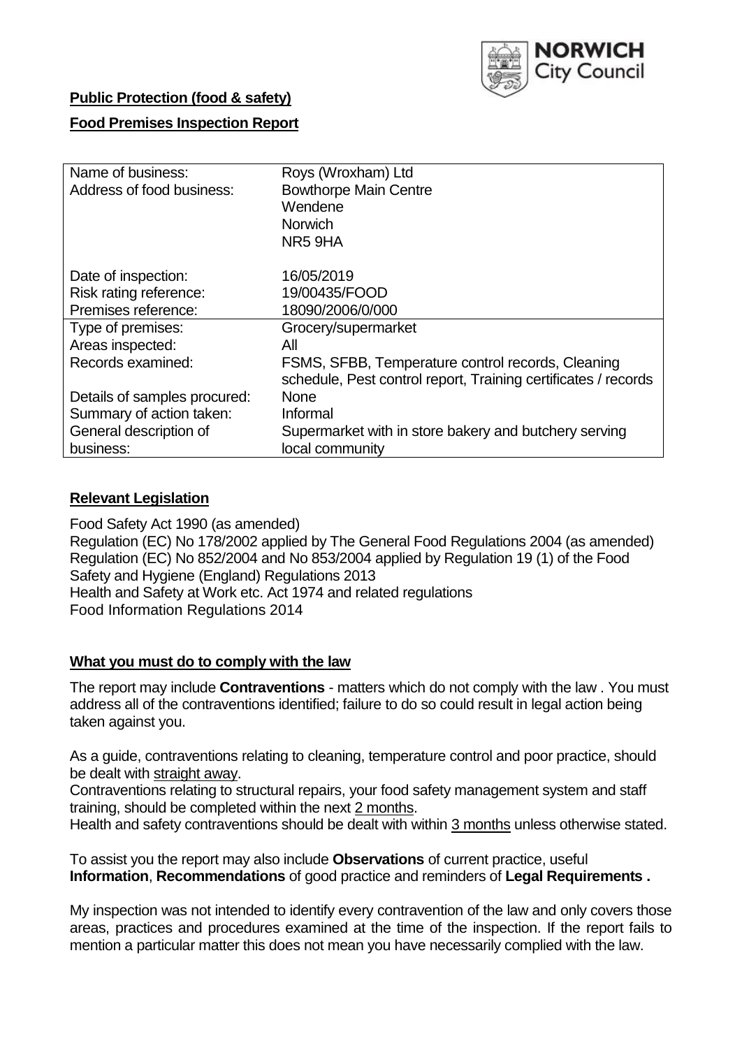**Public Protection (food & safety)**

**Food Premises Inspection Report**

| | |
|---|---|
| Name of business: | Roys (Wroxham) Ltd |
| Address of food business: | Bowthorpe Main Centre<br>Wendene<br>Norwich<br>NR5 9HA |
| Date of inspection: | 16/05/2019 |
| Risk rating reference: | 19/00435/FOOD |
| Premises reference: | 18090/2006/0/000 |
| Type of premises: | Grocery/supermarket |
| Areas inspected: | All |
| Records examined: | FSMS, SFBB, Temperature control records, Cleaning schedule, Pest control report, Training certificates / records |
| Details of samples procured: | None |
| Summary of action taken: | Informal |
| General description of business: | Supermarket with in store bakery and butchery serving local community |

## **Relevant Legislation**

Food Safety Act 1990 (as amended)
Regulation (EC) No 178/2002 applied by The General Food Regulations 2004 (as amended)
Regulation (EC) No 852/2004 and No 853/2004 applied by Regulation 19 (1) of the Food Safety and Hygiene (England) Regulations 2013
Health and Safety at Work etc. Act 1974 and related regulations
Food Information Regulations 2014

## **What you must do to comply with the law**

The report may include **Contraventions** - matters which do not comply with the law . You must address all of the contraventions identified; failure to do so could result in legal action being taken against you.

As a guide, contraventions relating to cleaning, temperature control and poor practice, should be dealt with straight away.

Contraventions relating to structural repairs, your food safety management system and staff training, should be completed within the next 2 months.

Health and safety contraventions should be dealt with within 3 months unless otherwise stated.

To assist you the report may also include **Observations** of current practice, useful **Information**, **Recommendations** of good practice and reminders of **Legal Requirements .**

My inspection was not intended to identify every contravention of the law and only covers those areas, practices and procedures examined at the time of the inspection. If the report fails to mention a particular matter this does not mean you have necessarily complied with the law.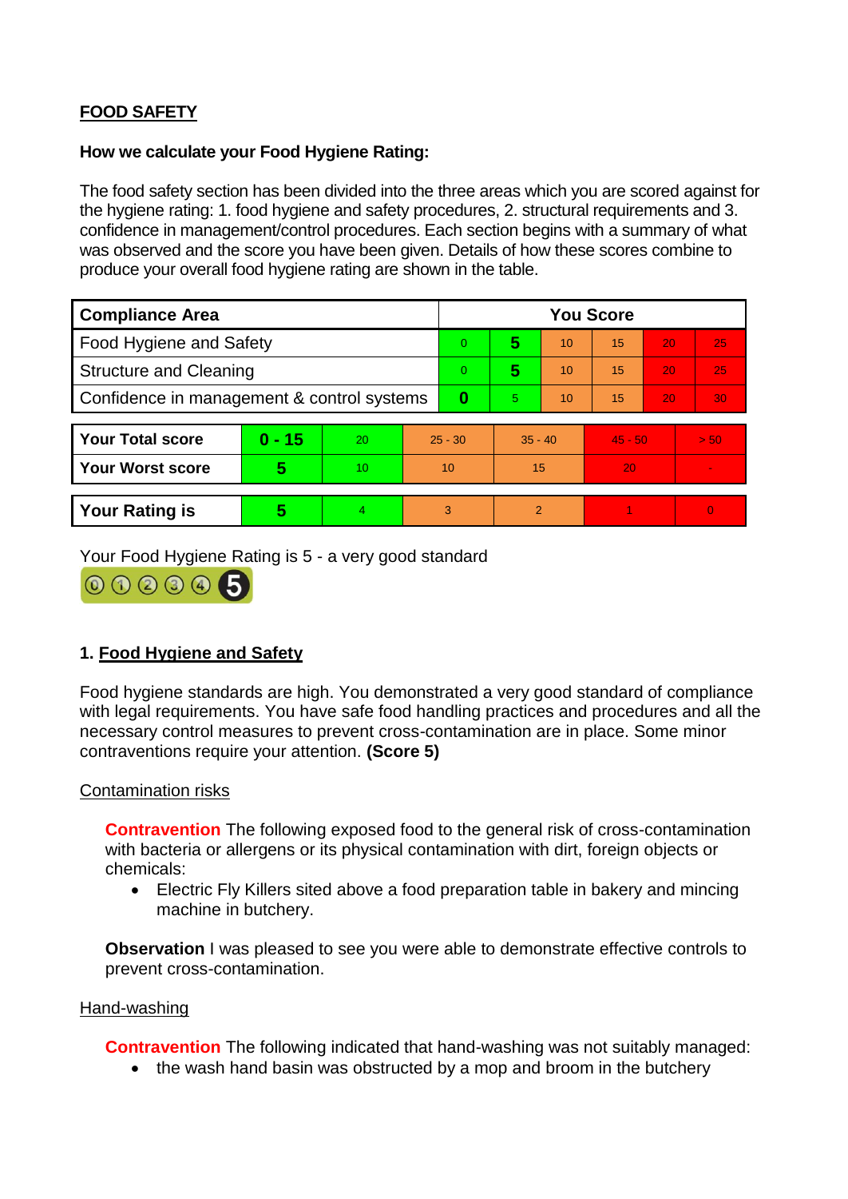**FOOD SAFETY**

**How we calculate your Food Hygiene Rating:**

The food safety section has been divided into the three areas which you are scored against for the hygiene rating: 1. food hygiene and safety procedures, 2. structural requirements and 3. confidence in management/control procedures. Each section begins with a summary of what was observed and the score you have been given. Details of how these scores combine to produce your overall food hygiene rating are shown in the table.

| Compliance Area | You Score | | | | | |
|---|---|---|---|---|---|---|
| Food Hygiene and Safety | 0 | **5** | 10 | 15 | 20 | 25 |
| Structure and Cleaning | 0 | **5** | 10 | 15 | 20 | 25 |
| Confidence in management & control systems | **0** | 5 | 10 | 15 | 20 | 30 |

| | | | | | | |
|---|---|---|---|---|---|---|
| **Your Total score** | **0 - 15** | 20 | 25 - 30 | 35 - 40 | 45 - 50 | > 50 |
| **Your Worst score** | **5** | 10 | 10 | 15 | 20 | - |

| | | | | | | |
|---|---|---|---|---|---|---|
| **Your Rating is** | **5** | 4 | 3 | 2 | 1 | 0 |

Your Food Hygiene Rating is 5 - a very good standard

## 1. Food Hygiene and Safety

Food hygiene standards are high. You demonstrated a very good standard of compliance with legal requirements. You have safe food handling practices and procedures and all the necessary control measures to prevent cross-contamination are in place. Some minor contraventions require your attention. **(Score 5)**

Contamination risks

**Contravention** The following exposed food to the general risk of cross-contamination with bacteria or allergens or its physical contamination with dirt, foreign objects or chemicals:

- Electric Fly Killers sited above a food preparation table in bakery and mincing machine in butchery.

**Observation** I was pleased to see you were able to demonstrate effective controls to prevent cross-contamination.

Hand-washing

**Contravention** The following indicated that hand-washing was not suitably managed:

- the wash hand basin was obstructed by a mop and broom in the butchery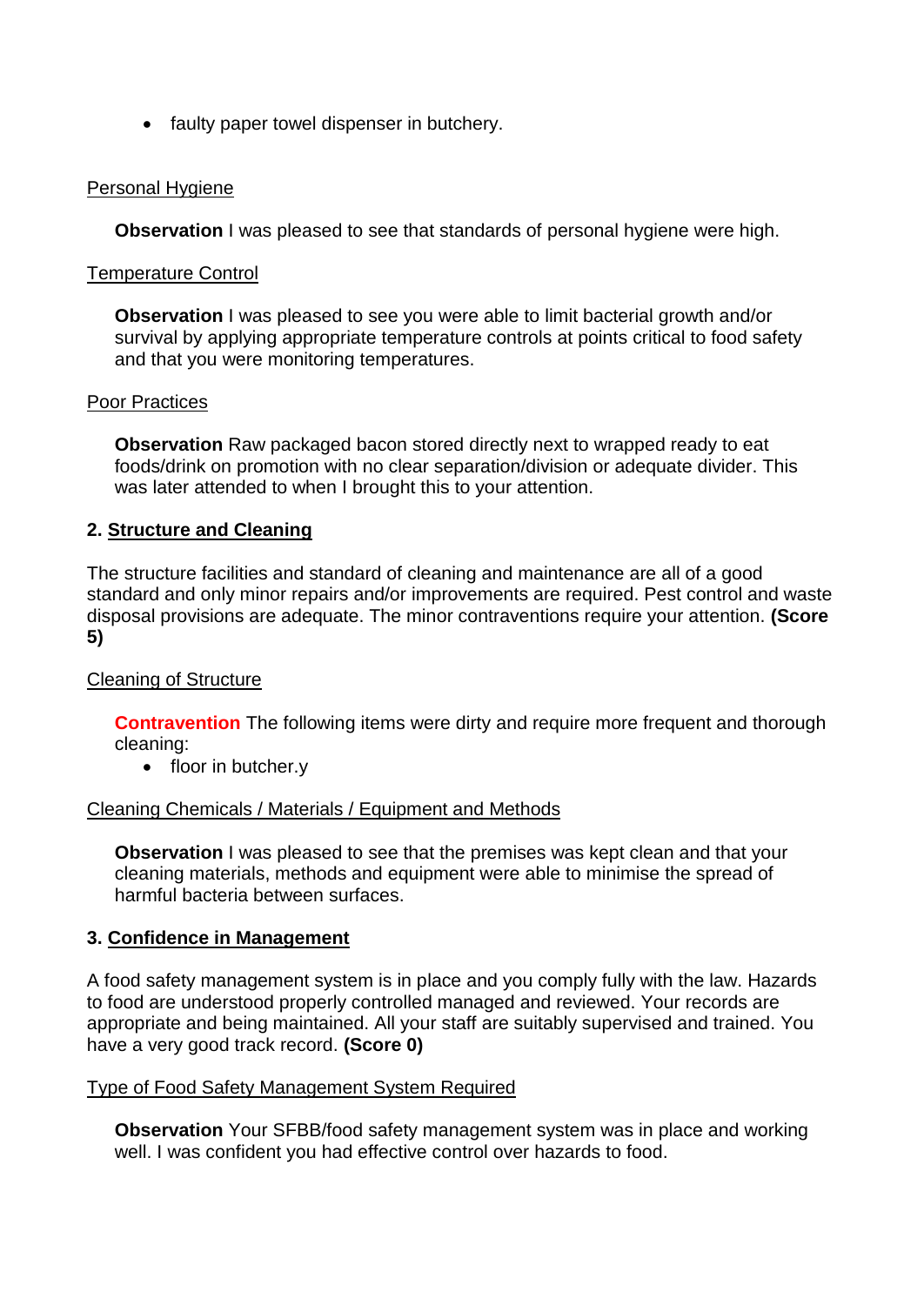- faulty paper towel dispenser in butchery.

Personal Hygiene

**Observation** I was pleased to see that standards of personal hygiene were high.

Temperature Control

**Observation** I was pleased to see you were able to limit bacterial growth and/or survival by applying appropriate temperature controls at points critical to food safety and that you were monitoring temperatures.

Poor Practices

**Observation** Raw packaged bacon stored directly next to wrapped ready to eat foods/drink on promotion with no clear separation/division or adequate divider. This was later attended to when I brought this to your attention.

### 2. Structure and Cleaning

The structure facilities and standard of cleaning and maintenance are all of a good standard and only minor repairs and/or improvements are required. Pest control and waste disposal provisions are adequate. The minor contraventions require your attention. **(Score 5)**

Cleaning of Structure

**Contravention** The following items were dirty and require more frequent and thorough cleaning:

- floor in butcher.y

Cleaning Chemicals / Materials / Equipment and Methods

**Observation** I was pleased to see that the premises was kept clean and that your cleaning materials, methods and equipment were able to minimise the spread of harmful bacteria between surfaces.

### 3. Confidence in Management

A food safety management system is in place and you comply fully with the law. Hazards to food are understood properly controlled managed and reviewed. Your records are appropriate and being maintained. All your staff are suitably supervised and trained. You have a very good track record. **(Score 0)**

Type of Food Safety Management System Required

**Observation** Your SFBB/food safety management system was in place and working well. I was confident you had effective control over hazards to food.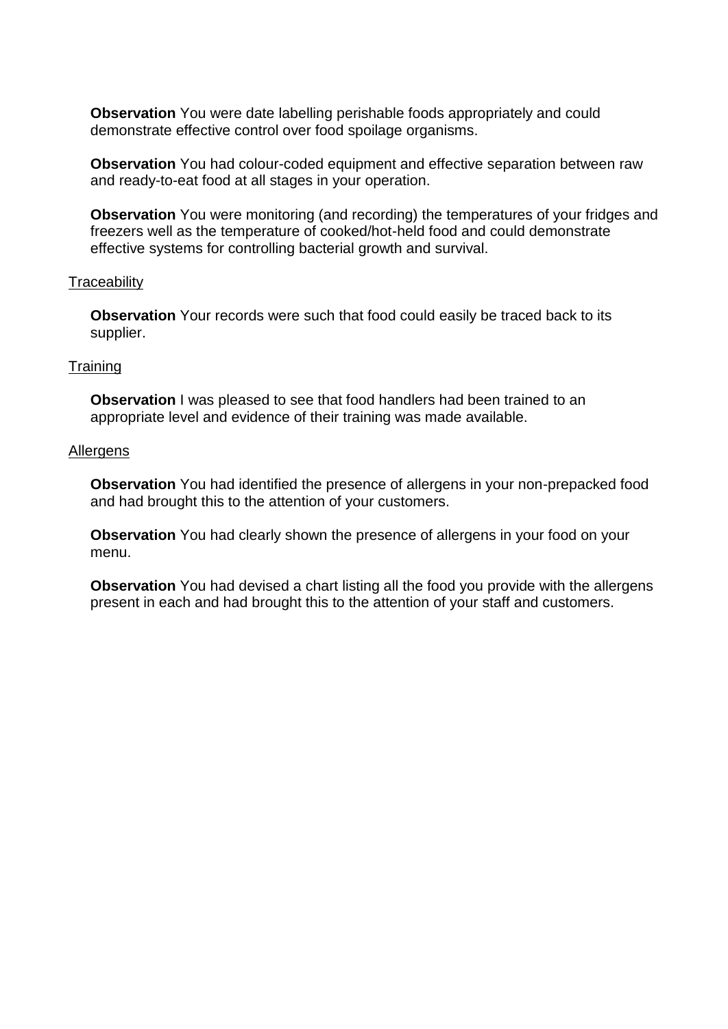**Observation** You were date labelling perishable foods appropriately and could demonstrate effective control over food spoilage organisms.

**Observation** You had colour-coded equipment and effective separation between raw and ready-to-eat food at all stages in your operation.

**Observation** You were monitoring (and recording) the temperatures of your fridges and freezers well as the temperature of cooked/hot-held food and could demonstrate effective systems for controlling bacterial growth and survival.

<u>Traceability</u>

**Observation** Your records were such that food could easily be traced back to its supplier.

<u>Training</u>

**Observation** I was pleased to see that food handlers had been trained to an appropriate level and evidence of their training was made available.

<u>Allergens</u>

**Observation** You had identified the presence of allergens in your non-prepacked food and had brought this to the attention of your customers.

**Observation** You had clearly shown the presence of allergens in your food on your menu.

**Observation** You had devised a chart listing all the food you provide with the allergens present in each and had brought this to the attention of your staff and customers.